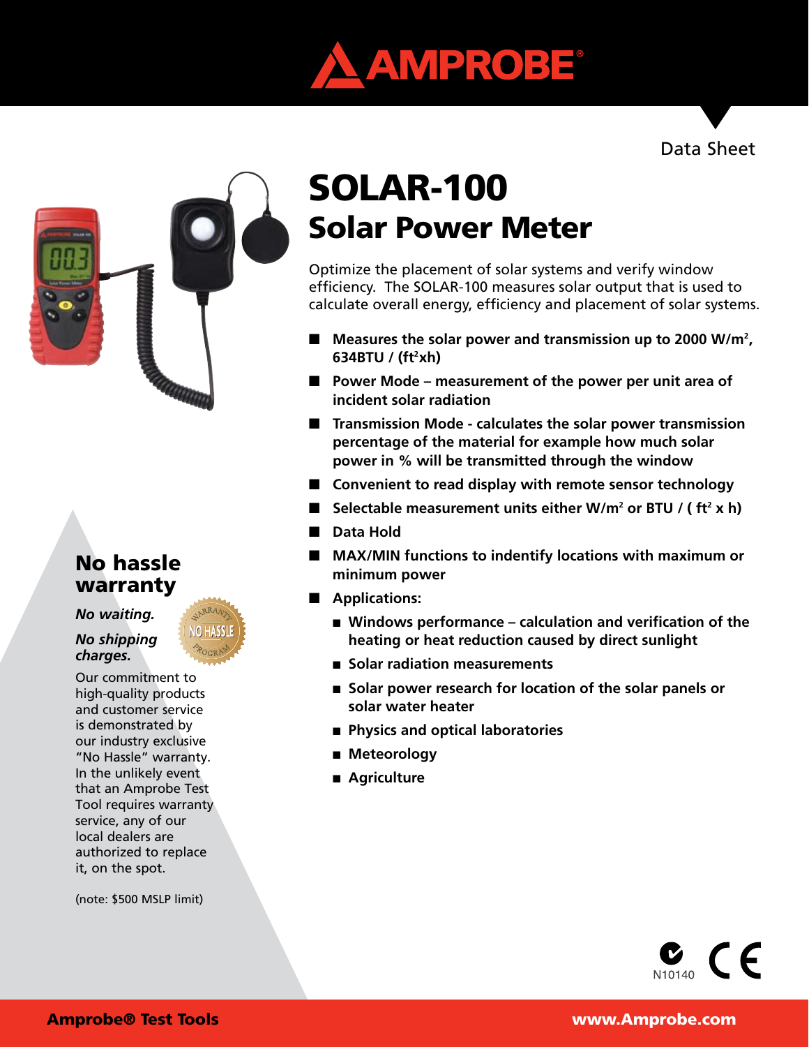Data Sheet

# SOLAR-100

## Solar Power Meter

Optimize the placement of solar systems and verify window efficiency. The SOLAR-100 measures solar output that is used to calculate overall energy, efficiency and placement of solar systems.

- **Measures the solar power and transmission up to 2000 W/m², 634BTU / (ft²xh)**
- **Power Mode – measurement of the power per unit area of incident solar radiation**
- **Transmission Mode - calculates the solar power transmission percentage of the material for example how much solar power in % will be transmitted through the window**
- **Convenient to read display with remote sensor technology**
- **Selectable measurement units either W/m² or BTU / ( ft² x h)**
- **Data Hold**
- **MAX/MIN functions to indentify locations with maximum or minimum power**
- **Applications:**
  - **Windows performance – calculation and verification of the heating or heat reduction caused by direct sunlight**
  - **Solar radiation measurements**
  - **Solar power research for location of the solar panels or solar water heater**
  - **Physics and optical laboratories**
  - **Meteorology**
  - **Agriculture**

## No hassle warranty

*No waiting.*

*No shipping charges.*

Our commitment to high-quality products and customer service is demonstrated by our industry exclusive "No Hassle" warranty. In the unlikely event that an Amprobe Test Tool requires warranty service, any of our local dealers are authorized to replace it, on the spot.

(note: $500 MSLP limit)

N10140

**Amprobe® Test Tools** **www.Amprobe.com**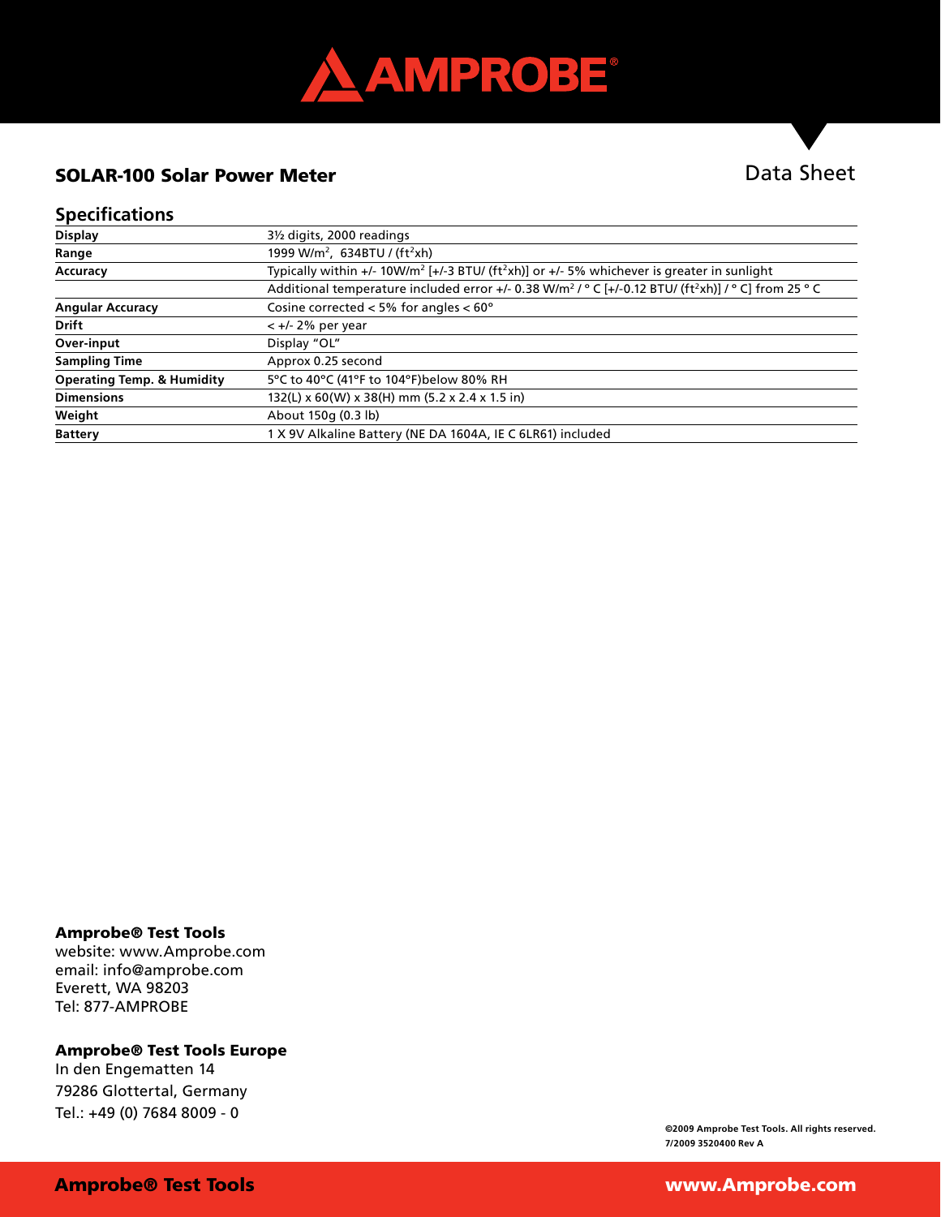# SOLAR-100 Solar Power Meter

Data Sheet

## Specifications

| | |
|---|---|
| **Display** | 3½ digits, 2000 readings |
| **Range** | 1999 $W/m^2$, 634BTU / ($ft^2$xh) |
| **Accuracy** | Typically within +/- 10$W/m^2$ [+/-3 BTU/ ($ft^2$xh)] or +/- 5% whichever is greater in sunlight |
| | Additional temperature included error +/- 0.38 $W/m^2$ / ° C [+/-0.12 BTU/ ($ft^2$xh)] / ° C] from 25 ° C |
| **Angular Accuracy** | Cosine corrected < 5% for angles < 60° |
| **Drift** | < +/- 2% per year |
| **Over-input** | Display "OL" |
| **Sampling Time** | Approx 0.25 second |
| **Operating Temp. & Humidity** | 5°C to 40°C (41°F to 104°F)below 80% RH |
| **Dimensions** | 132(L) x 60(W) x 38(H) mm (5.2 x 2.4 x 1.5 in) |
| **Weight** | About 150g (0.3 lb) |
| **Battery** | 1 X 9V Alkaline Battery (NE DA 1604A, IE C 6LR61) included |

**Amprobe® Test Tools**
website: www.Amprobe.com
email: info@amprobe.com
Everett, WA 98203
Tel: 877-AMPROBE

**Amprobe® Test Tools Europe**
In den Engematten 14
79286 Glottertal, Germany
Tel.: +49 (0) 7684 8009 - 0

**©2009 Amprobe Test Tools. All rights reserved.**
**7/2009 3520400 Rev A**